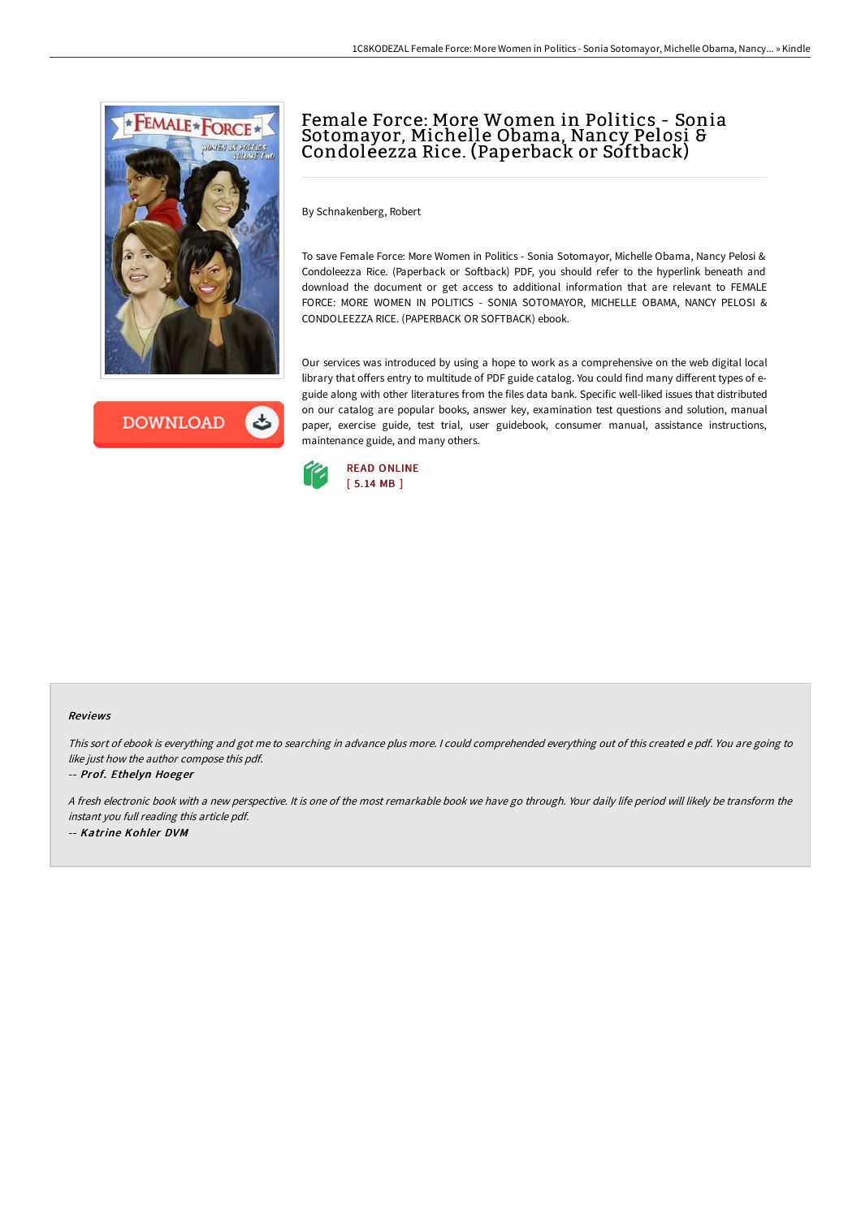# Female Force: More Women in Politics - Sonia Sotomayor, Michelle Obama, Nancy Pelosi & Condoleezza Rice. (Paperback or Softback)

By Schnakenberg, Robert

To save Female Force: More Women in Politics - Sonia Sotomayor, Michelle Obama, Nancy Pelosi & Condoleezza Rice. (Paperback or Softback) PDF, you should refer to the hyperlink beneath and download the document or get access to additional information that are relevant to FEMALE FORCE: MORE WOMEN IN POLITICS - SONIA SOTOMAYOR, MICHELLE OBAMA, NANCY PELOSI & CONDOLEEZZA RICE. (PAPERBACK OR SOFTBACK) ebook.

Our services was introduced by using a hope to work as a comprehensive on the web digital local library that offers entry to multitude of PDF guide catalog. You could find many different types of e-guide along with other literatures from the files data bank. Specific well-liked issues that distributed on our catalog are popular books, answer key, examination test questions and solution, manual paper, exercise guide, test trial, user guidebook, consumer manual, assistance instructions, maintenance guide, and many others.

READ ONLINE
[ 5.14 MB ]

#### Reviews

*This sort of ebook is everything and got me to searching in advance plus more. I could comprehended everything out of this created e pdf. You are going to like just how the author compose this pdf.*

-- ***Prof. Ethelyn Hoeger***

*A fresh electronic book with a new perspective. It is one of the most remarkable book we have go through. Your daily life period will likely be transform the instant you full reading this article pdf.*

-- ***Katrine Kohler DVM***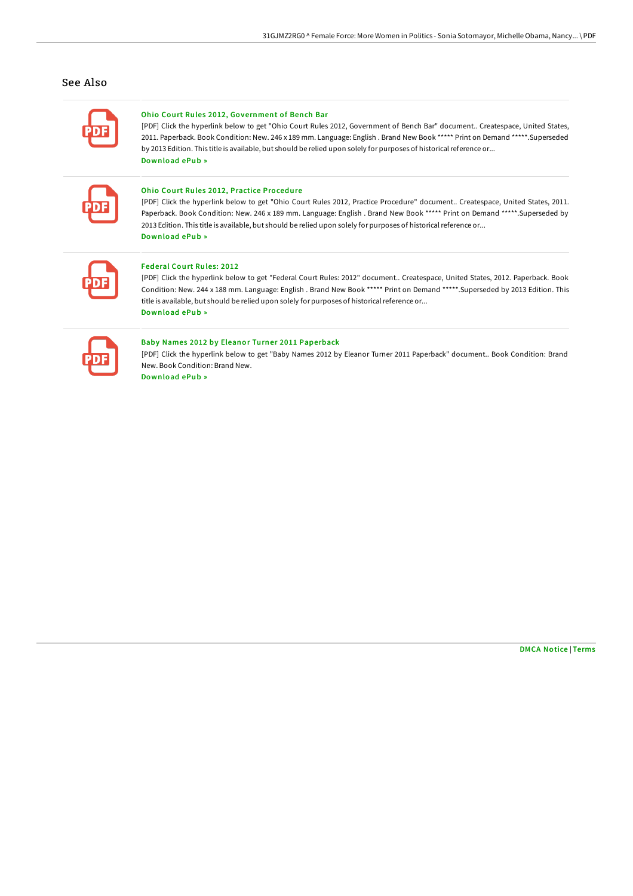## See Also

### Ohio Court Rules 2012, Government of Bench Bar

[PDF] Click the hyperlink below to get "Ohio Court Rules 2012, Government of Bench Bar" document.. Createspace, United States, 2011. Paperback. Book Condition: New. 246 x 189 mm. Language: English . Brand New Book ***** Print on Demand *****.Superseded by 2013 Edition. This title is available, but should be relied upon solely for purposes of historical reference or...

Download ePub »

### Ohio Court Rules 2012, Practice Procedure

[PDF] Click the hyperlink below to get "Ohio Court Rules 2012, Practice Procedure" document.. Createspace, United States, 2011. Paperback. Book Condition: New. 246 x 189 mm. Language: English . Brand New Book ***** Print on Demand *****.Superseded by 2013 Edition. This title is available, but should be relied upon solely for purposes of historical reference or...

Download ePub »

### Federal Court Rules: 2012

[PDF] Click the hyperlink below to get "Federal Court Rules: 2012" document.. Createspace, United States, 2012. Paperback. Book Condition: New. 244 x 188 mm. Language: English . Brand New Book ***** Print on Demand *****.Superseded by 2013 Edition. This title is available, but should be relied upon solely for purposes of historical reference or...

Download ePub »

### Baby Names 2012 by Eleanor Turner 2011 Paperback

[PDF] Click the hyperlink below to get "Baby Names 2012 by Eleanor Turner 2011 Paperback" document.. Book Condition: Brand New. Book Condition: Brand New.

Download ePub »

DMCA Notice | Terms